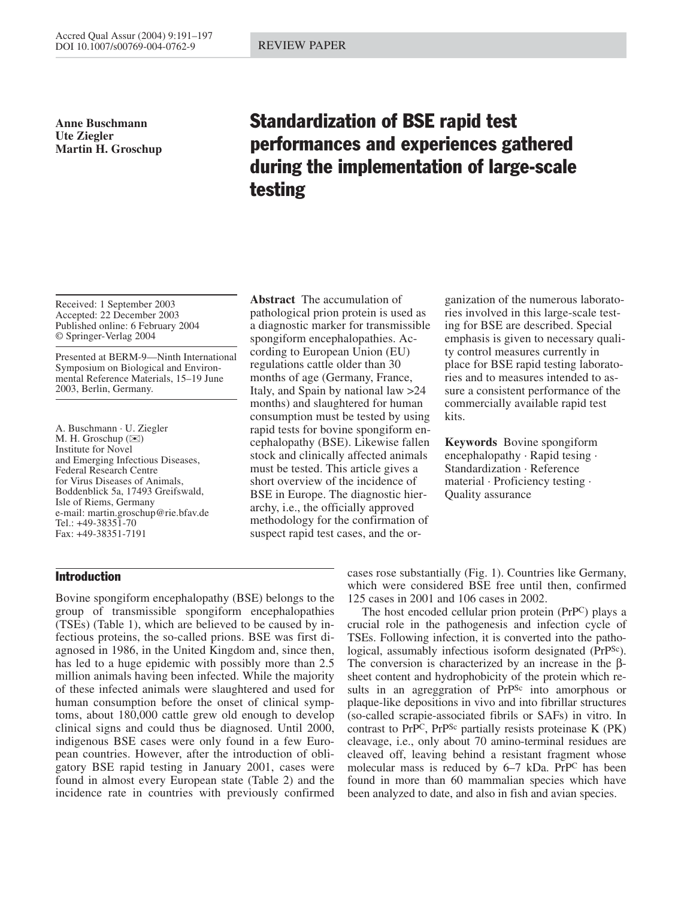REVIEW PAPER

**Anne Buschmann**
**Ute Ziegler**
**Martin H. Groschup**

# Standardization of BSE rapid test performances and experiences gathered during the implementation of large-scale testing

Received: 1 September 2003
Accepted: 22 December 2003
Published online: 6 February 2004
© Springer-Verlag 2004

Presented at BERM-9—Ninth International Symposium on Biological and Environmental Reference Materials, 15–19 June 2003, Berlin, Germany.

A. Buschmann · U. Ziegler
M. H. Groschup (✉)
Institute for Novel and Emerging Infectious Diseases,
Federal Research Centre for Virus Diseases of Animals,
Boddenblick 5a, 17493 Greifswald,
Isle of Riems, Germany
e-mail: martin.groschup@rie.bfav.de
Tel.: +49-38351-70
Fax: +49-38351-7191

**Abstract** The accumulation of pathological prion protein is used as a diagnostic marker for transmissible spongiform encephalopathies. According to European Union (EU) regulations cattle older than 30 months of age (Germany, France, Italy, and Spain by national law >24 months) and slaughtered for human consumption must be tested by using rapid tests for bovine spongiform encephalopathy (BSE). Likewise fallen stock and clinically affected animals must be tested. This article gives a short overview of the incidence of BSE in Europe. The diagnostic hierarchy, i.e., the officially approved methodology for the confirmation of suspect rapid test cases, and the organization of the numerous laboratories involved in this large-scale testing for BSE are described. Special emphasis is given to necessary quality control measures currently in place for BSE rapid testing laboratories and to measures intended to assure a consistent performance of the commercially available rapid test kits.

**Keywords** Bovine spongiform encephalopathy · Rapid tesing · Standardization · Reference material · Proficiency testing · Quality assurance

## Introduction

Bovine spongiform encephalopathy (BSE) belongs to the group of transmissible spongiform encephalopathies (TSEs) (Table 1), which are believed to be caused by infectious proteins, the so-called prions. BSE was first diagnosed in 1986, in the United Kingdom and, since then, has led to a huge epidemic with possibly more than 2.5 million animals having been infected. While the majority of these infected animals were slaughtered and used for human consumption before the onset of clinical symptoms, about 180,000 cattle grew old enough to develop clinical signs and could thus be diagnosed. Until 2000, indigenous BSE cases were only found in a few European countries. However, after the introduction of obligatory BSE rapid testing in January 2001, cases were found in almost every European state (Table 2) and the incidence rate in countries with previously confirmed cases rose substantially (Fig. 1). Countries like Germany, which were considered BSE free until then, confirmed 125 cases in 2001 and 106 cases in 2002.

The host encoded cellular prion protein ($PrP^C$) plays a crucial role in the pathogenesis and infection cycle of TSEs. Following infection, it is converted into the pathological, assumably infectious isoform designated ($PrP^{Sc}$). The conversion is characterized by an increase in the β-sheet content and hydrophobicity of the protein which results in an agreggration of $PrP^{Sc}$ into amorphous or plaque-like depositions in vivo and into fibrillar structures (so-called scrapie-associated fibrils or SAFs) in vitro. In contrast to $PrP^C$, $PrP^{Sc}$ partially resists proteinase K (PK) cleavage, i.e., only about 70 amino-terminal residues are cleaved off, leaving behind a resistant fragment whose molecular mass is reduced by 6–7 kDa. $PrP^C$ has been found in more than 60 mammalian species which have been analyzed to date, and also in fish and avian species.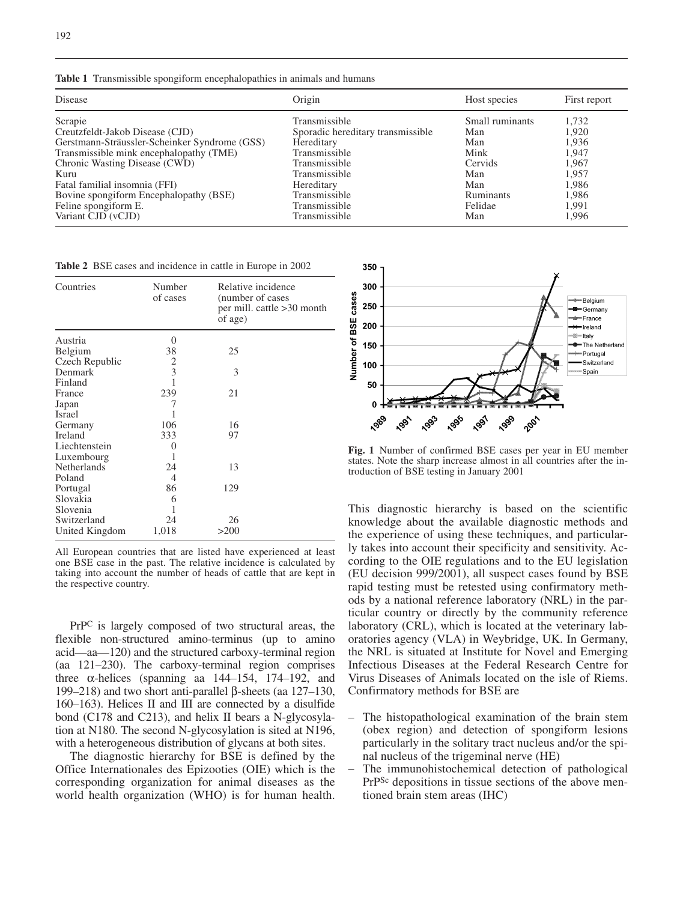**Table 1** Transmissible spongiform encephalopathies in animals and humans

| Disease | Origin | Host species | First report |
|---|---|---|---|
| Scrapie | Transmissible | Small ruminants | 1,732 |
| Creutzfeldt-Jakob Disease (CJD) | Sporadic hereditary transmissible | Man | 1,920 |
| Gerstmann-Sträussler-Scheinker Syndrome (GSS) | Hereditary | Man | 1,936 |
| Transmissible mink encephalopathy (TME) | Transmissible | Mink | 1,947 |
| Chronic Wasting Disease (CWD) | Transmissible | Cervids | 1,967 |
| Kuru | Transmissible | Man | 1,957 |
| Fatal familial insomnia (FFI) | Hereditary | Man | 1,986 |
| Bovine spongiform Encephalopathy (BSE) | Transmissible | Ruminants | 1,986 |
| Feline spongiform E. | Transmissible | Felidae | 1,991 |
| Variant CJD (vCJD) | Transmissible | Man | 1,996 |

**Table 2** BSE cases and incidence in cattle in Europe in 2002

| Countries | Number of cases | Relative incidence (number of cases per mill. cattle >30 month of age) |
|---|---|---|
| Austria | 0 | |
| Belgium | 38 | 25 |
| Czech Republic | 2 | |
| Denmark | 3 | 3 |
| Finland | 1 | |
| France | 239 | 21 |
| Japan | 7 | |
| Israel | 1 | |
| Germany | 106 | 16 |
| Ireland | 333 | 97 |
| Liechtenstein | 0 | |
| Luxembourg | 1 | |
| Netherlands | 24 | 13 |
| Poland | 4 | |
| Portugal | 86 | 129 |
| Slovakia | 6 | |
| Slovenia | 1 | |
| Switzerland | 24 | 26 |
| United Kingdom | 1,018 | >200 |

All European countries that are listed have experienced at least one BSE case in the past. The relative incidence is calculated by taking into account the number of heads of cattle that are kept in the respective country.

**Fig. 1** Number of confirmed BSE cases per year in EU member states. Note the sharp increase almost in all countries after the introduction of BSE testing in January 2001

PrP[C] is largely composed of two structural areas, the flexible non-structured amino-terminus (up to amino acid—aa—120) and the structured carboxy-terminal region (aa 121–230). The carboxy-terminal region comprises three α-helices (spanning aa 144–154, 174–192, and 199–218) and two short anti-parallel β-sheets (aa 127–130, 160–163). Helices II and III are connected by a disulfide bond (C178 and C213), and helix II bears a N-glycosylation at N180. The second N-glycosylation is sited at N196, with a heterogeneous distribution of glycans at both sites.

The diagnostic hierarchy for BSE is defined by the Office Internationales des Epizooties (OIE) which is the corresponding organization for animal diseases as the world health organization (WHO) is for human health. This diagnostic hierarchy is based on the scientific knowledge about the available diagnostic methods and the experience of using these techniques, and particularly takes into account their specificity and sensitivity. According to the OIE regulations and to the EU legislation (EU decision 999/2001), all suspect cases found by BSE rapid testing must be retested using confirmatory methods by a national reference laboratory (NRL) in the particular country or directly by the community reference laboratory (CRL), which is located at the veterinary laboratories agency (VLA) in Weybridge, UK. In Germany, the NRL is situated at Institute for Novel and Emerging Infectious Diseases at the Federal Research Centre for Virus Diseases of Animals located on the isle of Riems. Confirmatory methods for BSE are

- The histopathological examination of the brain stem (obex region) and detection of spongiform lesions particularly in the solitary tract nucleus and/or the spinal nucleus of the trigeminal nerve (HE)
- The immunohistochemical detection of pathological PrP[Sc] depositions in tissue sections of the above mentioned brain stem areas (IHC)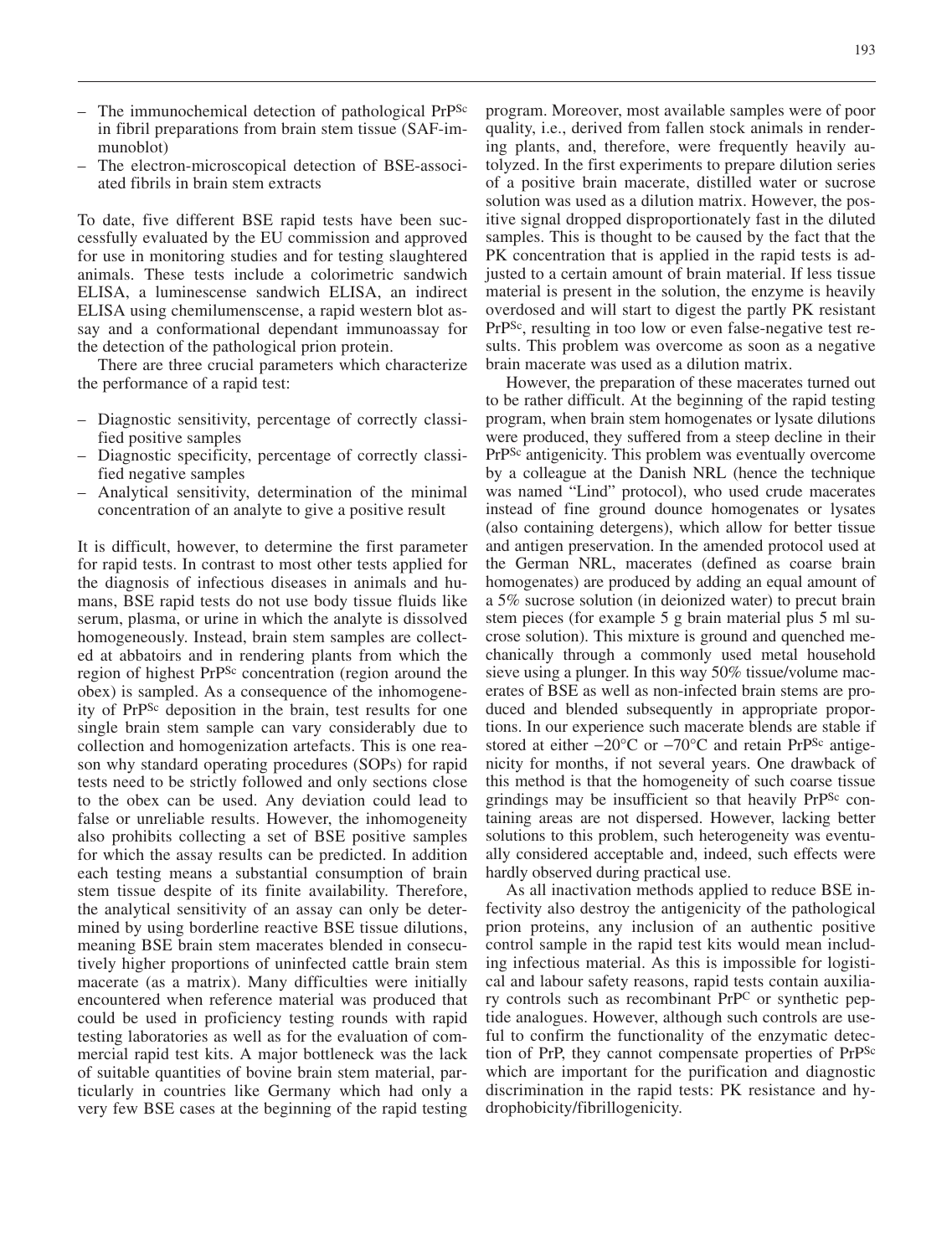- The immunochemical detection of pathological $PrP^{Sc}$ in fibril preparations from brain stem tissue (SAF-immunoblot)
- The electron-microscopical detection of BSE-associated fibrils in brain stem extracts

To date, five different BSE rapid tests have been successfully evaluated by the EU commission and approved for use in monitoring studies and for testing slaughtered animals. These tests include a colorimetric sandwich ELISA, a luminescense sandwich ELISA, an indirect ELISA using chemilumenscense, a rapid western blot assay and a conformational dependant immunoassay for the detection of the pathological prion protein.

There are three crucial parameters which characterize the performance of a rapid test:

- Diagnostic sensitivity, percentage of correctly classified positive samples
- Diagnostic specificity, percentage of correctly classified negative samples
- Analytical sensitivity, determination of the minimal concentration of an analyte to give a positive result

It is difficult, however, to determine the first parameter for rapid tests. In contrast to most other tests applied for the diagnosis of infectious diseases in animals and humans, BSE rapid tests do not use body tissue fluids like serum, plasma, or urine in which the analyte is dissolved homogeneously. Instead, brain stem samples are collected at abbatoirs and in rendering plants from which the region of highest $PrP^{Sc}$ concentration (region around the obex) is sampled. As a consequence of the inhomogeneity of $PrP^{Sc}$ deposition in the brain, test results for one single brain stem sample can vary considerably due to collection and homogenization artefacts. This is one reason why standard operating procedures (SOPs) for rapid tests need to be strictly followed and only sections close to the obex can be used. Any deviation could lead to false or unreliable results. However, the inhomogeneity also prohibits collecting a set of BSE positive samples for which the assay results can be predicted. In addition each testing means a substantial consumption of brain stem tissue despite of its finite availability. Therefore, the analytical sensitivity of an assay can only be determined by using borderline reactive BSE tissue dilutions, meaning BSE brain stem macerates blended in consecutively higher proportions of uninfected cattle brain stem macerate (as a matrix). Many difficulties were initially encountered when reference material was produced that could be used in proficiency testing rounds with rapid testing laboratories as well as for the evaluation of commercial rapid test kits. A major bottleneck was the lack of suitable quantities of bovine brain stem material, particularly in countries like Germany which had only a very few BSE cases at the beginning of the rapid testing program. Moreover, most available samples were of poor quality, i.e., derived from fallen stock animals in rendering plants, and, therefore, were frequently heavily autolyzed. In the first experiments to prepare dilution series of a positive brain macerate, distilled water or sucrose solution was used as a dilution matrix. However, the positive signal dropped disproportionately fast in the diluted samples. This is thought to be caused by the fact that the PK concentration that is applied in the rapid tests is adjusted to a certain amount of brain material. If less tissue material is present in the solution, the enzyme is heavily overdosed and will start to digest the partly PK resistant $PrP^{Sc}$, resulting in too low or even false-negative test results. This problem was overcome as soon as a negative brain macerate was used as a dilution matrix.

However, the preparation of these macerates turned out to be rather difficult. At the beginning of the rapid testing program, when brain stem homogenates or lysate dilutions were produced, they suffered from a steep decline in their $PrP^{Sc}$ antigenicity. This problem was eventually overcome by a colleague at the Danish NRL (hence the technique was named "Lind" protocol), who used crude macerates instead of fine ground dounce homogenates or lysates (also containing detergens), which allow for better tissue and antigen preservation. In the amended protocol used at the German NRL, macerates (defined as coarse brain homogenates) are produced by adding an equal amount of a 5% sucrose solution (in deionized water) to precut brain stem pieces (for example 5 g brain material plus 5 ml sucrose solution). This mixture is ground and quenched mechanically through a commonly used metal household sieve using a plunger. In this way 50% tissue/volume macerates of BSE as well as non-infected brain stems are produced and blended subsequently in appropriate proportions. In our experience such macerate blends are stable if stored at either −20°C or −70°C and retain $PrP^{Sc}$ antigenicity for months, if not several years. One drawback of this method is that the homogeneity of such coarse tissue grindings may be insufficient so that heavily $PrP^{Sc}$ containing areas are not dispersed. However, lacking better solutions to this problem, such heterogeneity was eventually considered acceptable and, indeed, such effects were hardly observed during practical use.

As all inactivation methods applied to reduce BSE infectivity also destroy the antigenicity of the pathological prion proteins, any inclusion of an authentic positive control sample in the rapid test kits would mean including infectious material. As this is impossible for logistical and labour safety reasons, rapid tests contain auxiliary controls such as recombinant $PrP^{C}$ or synthetic peptide analogues. However, although such controls are useful to confirm the functionality of the enzymatic detection of PrP, they cannot compensate properties of $PrP^{Sc}$ which are important for the purification and diagnostic discrimination in the rapid tests: PK resistance and hydrophobicity/fibrillogenicity.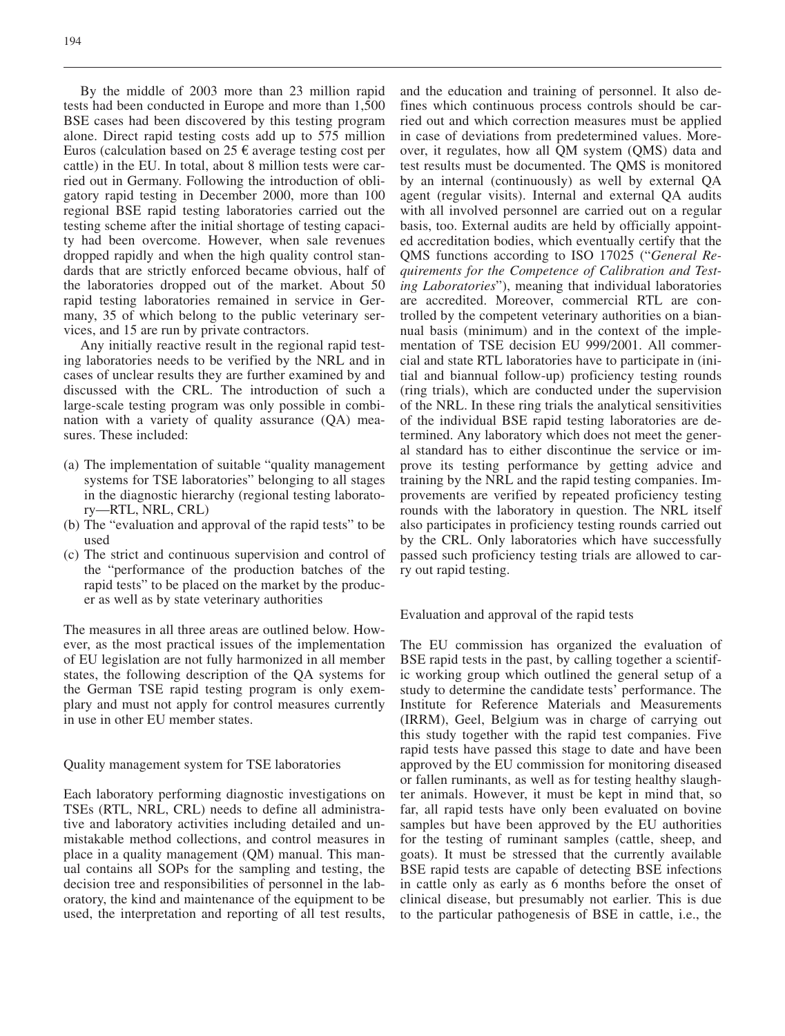By the middle of 2003 more than 23 million rapid tests had been conducted in Europe and more than 1,500 BSE cases had been discovered by this testing program alone. Direct rapid testing costs add up to 575 million Euros (calculation based on 25 € average testing cost per cattle) in the EU. In total, about 8 million tests were carried out in Germany. Following the introduction of obligatory rapid testing in December 2000, more than 100 regional BSE rapid testing laboratories carried out the testing scheme after the initial shortage of testing capacity had been overcome. However, when sale revenues dropped rapidly and when the high quality control standards that are strictly enforced became obvious, half of the laboratories dropped out of the market. About 50 rapid testing laboratories remained in service in Germany, 35 of which belong to the public veterinary services, and 15 are run by private contractors.

Any initially reactive result in the regional rapid testing laboratories needs to be verified by the NRL and in cases of unclear results they are further examined by and discussed with the CRL. The introduction of such a large-scale testing program was only possible in combination with a variety of quality assurance (QA) measures. These included:

(a) The implementation of suitable "quality management systems for TSE laboratories" belonging to all stages in the diagnostic hierarchy (regional testing laboratory—RTL, NRL, CRL)
(b) The "evaluation and approval of the rapid tests" to be used
(c) The strict and continuous supervision and control of the "performance of the production batches of the rapid tests" to be placed on the market by the producer as well as by state veterinary authorities

The measures in all three areas are outlined below. However, as the most practical issues of the implementation of EU legislation are not fully harmonized in all member states, the following description of the QA systems for the German TSE rapid testing program is only exemplary and must not apply for control measures currently in use in other EU member states.

## Quality management system for TSE laboratories

Each laboratory performing diagnostic investigations on TSEs (RTL, NRL, CRL) needs to define all administrative and laboratory activities including detailed and unmistakable method collections, and control measures in place in a quality management (QM) manual. This manual contains all SOPs for the sampling and testing, the decision tree and responsibilities of personnel in the laboratory, the kind and maintenance of the equipment to be used, the interpretation and reporting of all test results, and the education and training of personnel. It also defines which continuous process controls should be carried out and which correction measures must be applied in case of deviations from predetermined values. Moreover, it regulates, how all QM system (QMS) data and test results must be documented. The QMS is monitored by an internal (continuously) as well by external QA agent (regular visits). Internal and external QA audits with all involved personnel are carried out on a regular basis, too. External audits are held by officially appointed accreditation bodies, which eventually certify that the QMS functions according to ISO 17025 ("*General Requirements for the Competence of Calibration and Testing Laboratories*"), meaning that individual laboratories are accredited. Moreover, commercial RTL are controlled by the competent veterinary authorities on a biannual basis (minimum) and in the context of the implementation of TSE decision EU 999/2001. All commercial and state RTL laboratories have to participate in (initial and biannual follow-up) proficiency testing rounds (ring trials), which are conducted under the supervision of the NRL. In these ring trials the analytical sensitivities of the individual BSE rapid testing laboratories are determined. Any laboratory which does not meet the general standard has to either discontinue the service or improve its testing performance by getting advice and training by the NRL and the rapid testing companies. Improvements are verified by repeated proficiency testing rounds with the laboratory in question. The NRL itself also participates in proficiency testing rounds carried out by the CRL. Only laboratories which have successfully passed such proficiency testing trials are allowed to carry out rapid testing.

## Evaluation and approval of the rapid tests

The EU commission has organized the evaluation of BSE rapid tests in the past, by calling together a scientific working group which outlined the general setup of a study to determine the candidate tests' performance. The Institute for Reference Materials and Measurements (IRRM), Geel, Belgium was in charge of carrying out this study together with the rapid test companies. Five rapid tests have passed this stage to date and have been approved by the EU commission for monitoring diseased or fallen ruminants, as well as for testing healthy slaughter animals. However, it must be kept in mind that, so far, all rapid tests have only been evaluated on bovine samples but have been approved by the EU authorities for the testing of ruminant samples (cattle, sheep, and goats). It must be stressed that the currently available BSE rapid tests are capable of detecting BSE infections in cattle only as early as 6 months before the onset of clinical disease, but presumably not earlier. This is due to the particular pathogenesis of BSE in cattle, i.e., the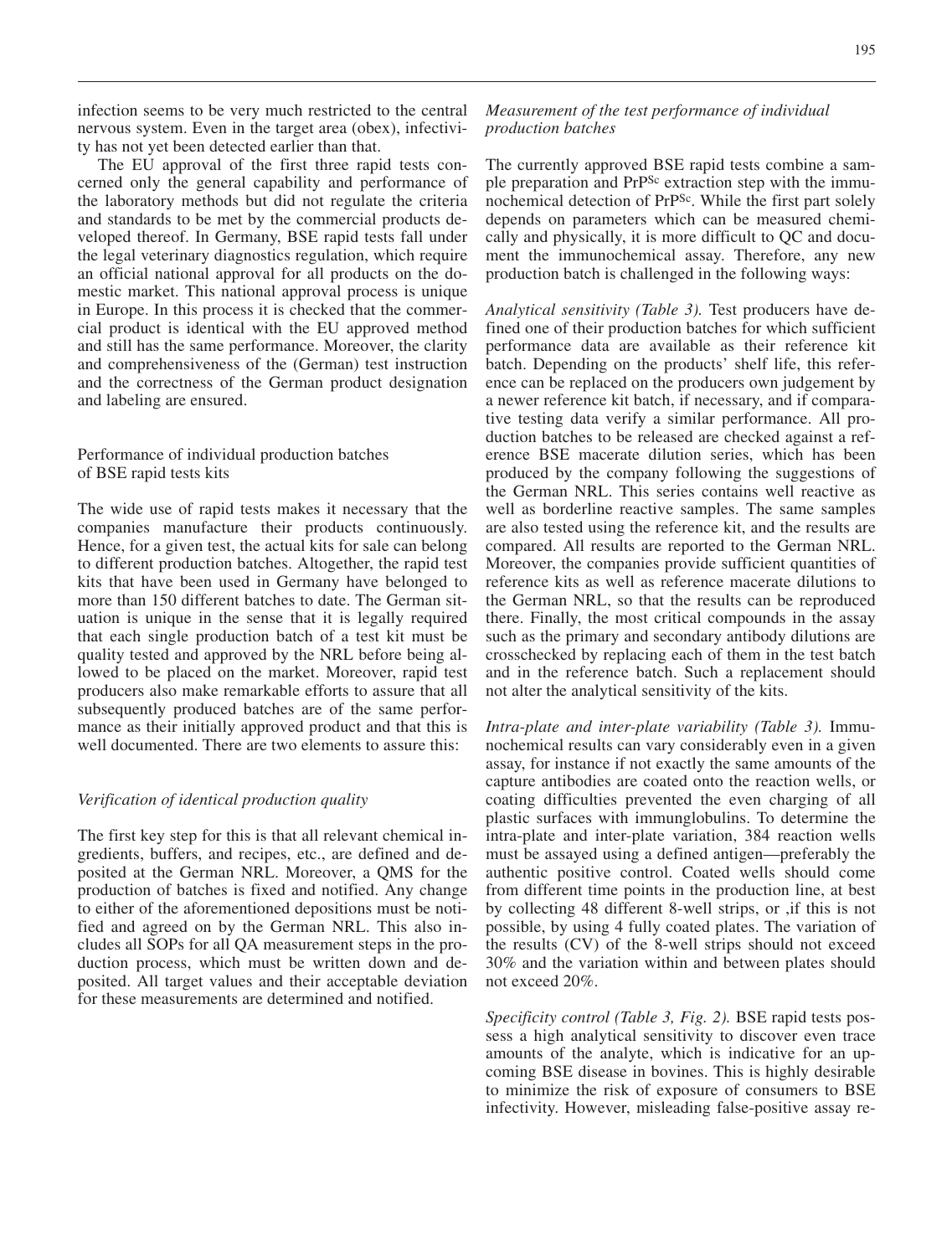infection seems to be very much restricted to the central nervous system. Even in the target area (obex), infectivity has not yet been detected earlier than that.

The EU approval of the first three rapid tests concerned only the general capability and performance of the laboratory methods but did not regulate the criteria and standards to be met by the commercial products developed thereof. In Germany, BSE rapid tests fall under the legal veterinary diagnostics regulation, which require an official national approval for all products on the domestic market. This national approval process is unique in Europe. In this process it is checked that the commercial product is identical with the EU approved method and still has the same performance. Moreover, the clarity and comprehensiveness of the (German) test instruction and the correctness of the German product designation and labeling are ensured.

## Performance of individual production batches of BSE rapid tests kits

The wide use of rapid tests makes it necessary that the companies manufacture their products continuously. Hence, for a given test, the actual kits for sale can belong to different production batches. Altogether, the rapid test kits that have been used in Germany have belonged to more than 150 different batches to date. The German situation is unique in the sense that it is legally required that each single production batch of a test kit must be quality tested and approved by the NRL before being allowed to be placed on the market. Moreover, rapid test producers also make remarkable efforts to assure that all subsequently produced batches are of the same performance as their initially approved product and that this is well documented. There are two elements to assure this:

### *Verification of identical production quality*

The first key step for this is that all relevant chemical ingredients, buffers, and recipes, etc., are defined and deposited at the German NRL. Moreover, a QMS for the production of batches is fixed and notified. Any change to either of the aforementioned depositions must be notified and agreed on by the German NRL. This also includes all SOPs for all QA measurement steps in the production process, which must be written down and deposited. All target values and their acceptable deviation for these measurements are determined and notified.

### *Measurement of the test performance of individual production batches*

The currently approved BSE rapid tests combine a sample preparation and $PrP^{Sc}$ extraction step with the immunochemical detection of $PrP^{Sc}$. While the first part solely depends on parameters which can be measured chemically and physically, it is more difficult to QC and document the immunochemical assay. Therefore, any new production batch is challenged in the following ways:

*Analytical sensitivity (Table 3).* Test producers have defined one of their production batches for which sufficient performance data are available as their reference kit batch. Depending on the products' shelf life, this reference can be replaced on the producers own judgement by a newer reference kit batch, if necessary, and if comparative testing data verify a similar performance. All production batches to be released are checked against a reference BSE macerate dilution series, which has been produced by the company following the suggestions of the German NRL. This series contains well reactive as well as borderline reactive samples. The same samples are also tested using the reference kit, and the results are compared. All results are reported to the German NRL. Moreover, the companies provide sufficient quantities of reference kits as well as reference macerate dilutions to the German NRL, so that the results can be reproduced there. Finally, the most critical compounds in the assay such as the primary and secondary antibody dilutions are crosschecked by replacing each of them in the test batch and in the reference batch. Such a replacement should not alter the analytical sensitivity of the kits.

*Intra-plate and inter-plate variability (Table 3).* Immunochemical results can vary considerably even in a given assay, for instance if not exactly the same amounts of the capture antibodies are coated onto the reaction wells, or coating difficulties prevented the even charging of all plastic surfaces with immunglobulins. To determine the intra-plate and inter-plate variation, 384 reaction wells must be assayed using a defined antigen—preferably the authentic positive control. Coated wells should come from different time points in the production line, at best by collecting 48 different 8-well strips, or ,if this is not possible, by using 4 fully coated plates. The variation of the results (CV) of the 8-well strips should not exceed 30% and the variation within and between plates should not exceed 20%.

*Specificity control (Table 3, Fig. 2).* BSE rapid tests possess a high analytical sensitivity to discover even trace amounts of the analyte, which is indicative for an upcoming BSE disease in bovines. This is highly desirable to minimize the risk of exposure of consumers to BSE infectivity. However, misleading false-positive assay re-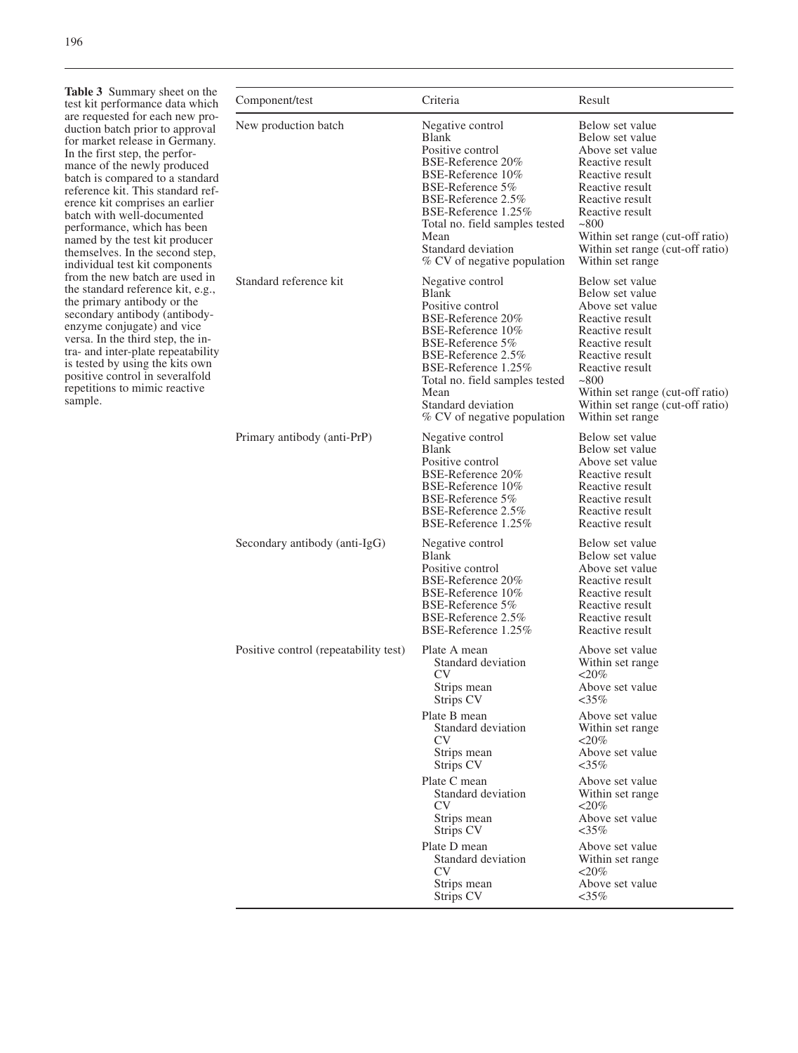**Table 3** Summary sheet on the test kit performance data which are requested for each new production batch prior to approval for market release in Germany. In the first step, the performance of the newly produced batch is compared to a standard reference kit. This standard reference kit comprises an earlier batch with well-documented performance, which has been named by the test kit producer themselves. In the second step, individual test kit components from the new batch are used in the standard reference kit, e.g., the primary antibody or the secondary antibody (antibody-enzyme conjugate) and vice versa. In the third step, the intra- and inter-plate repeatability is tested by using the kits own positive control in severalfold repetitions to mimic reactive sample.

| Component/test | Criteria | Result |
|---|---|---|
| New production batch | Negative control | Below set value |
| | Blank | Below set value |
| | Positive control | Above set value |
| | BSE-Reference 20% | Reactive result |
| | BSE-Reference 10% | Reactive result |
| | BSE-Reference 5% | Reactive result |
| | BSE-Reference 2.5% | Reactive result |
| | BSE-Reference 1.25% | Reactive result |
| | Total no. field samples tested | ~800 |
| | Mean | Within set range (cut-off ratio) |
| | Standard deviation | Within set range (cut-off ratio) |
| | % CV of negative population | Within set range |
| Standard reference kit | Negative control | Below set value |
| | Blank | Below set value |
| | Positive control | Above set value |
| | BSE-Reference 20% | Reactive result |
| | BSE-Reference 10% | Reactive result |
| | BSE-Reference 5% | Reactive result |
| | BSE-Reference 2.5% | Reactive result |
| | BSE-Reference 1.25% | Reactive result |
| | Total no. field samples tested | ~800 |
| | Mean | Within set range (cut-off ratio) |
| | Standard deviation | Within set range (cut-off ratio) |
| | % CV of negative population | Within set range |
| Primary antibody (anti-PrP) | Negative control | Below set value |
| | Blank | Below set value |
| | Positive control | Above set value |
| | BSE-Reference 20% | Reactive result |
| | BSE-Reference 10% | Reactive result |
| | BSE-Reference 5% | Reactive result |
| | BSE-Reference 2.5% | Reactive result |
| | BSE-Reference 1.25% | Reactive result |
| Secondary antibody (anti-IgG) | Negative control | Below set value |
| | Blank | Below set value |
| | Positive control | Above set value |
| | BSE-Reference 20% | Reactive result |
| | BSE-Reference 10% | Reactive result |
| | BSE-Reference 5% | Reactive result |
| | BSE-Reference 2.5% | Reactive result |
| | BSE-Reference 1.25% | Reactive result |
| Positive control (repeatability test) | Plate A mean | Above set value |
| | Standard deviation | Within set range |
| | CV | <20% |
| | Strips mean | Above set value |
| | Strips CV | <35% |
| | Plate B mean | Above set value |
| | Standard deviation | Within set range |
| | CV | <20% |
| | Strips mean | Above set value |
| | Strips CV | <35% |
| | Plate C mean | Above set value |
| | Standard deviation | Within set range |
| | CV | <20% |
| | Strips mean | Above set value |
| | Strips CV | <35% |
| | Plate D mean | Above set value |
| | Standard deviation | Within set range |
| | CV | <20% |
| | Strips mean | Above set value |
| | Strips CV | <35% |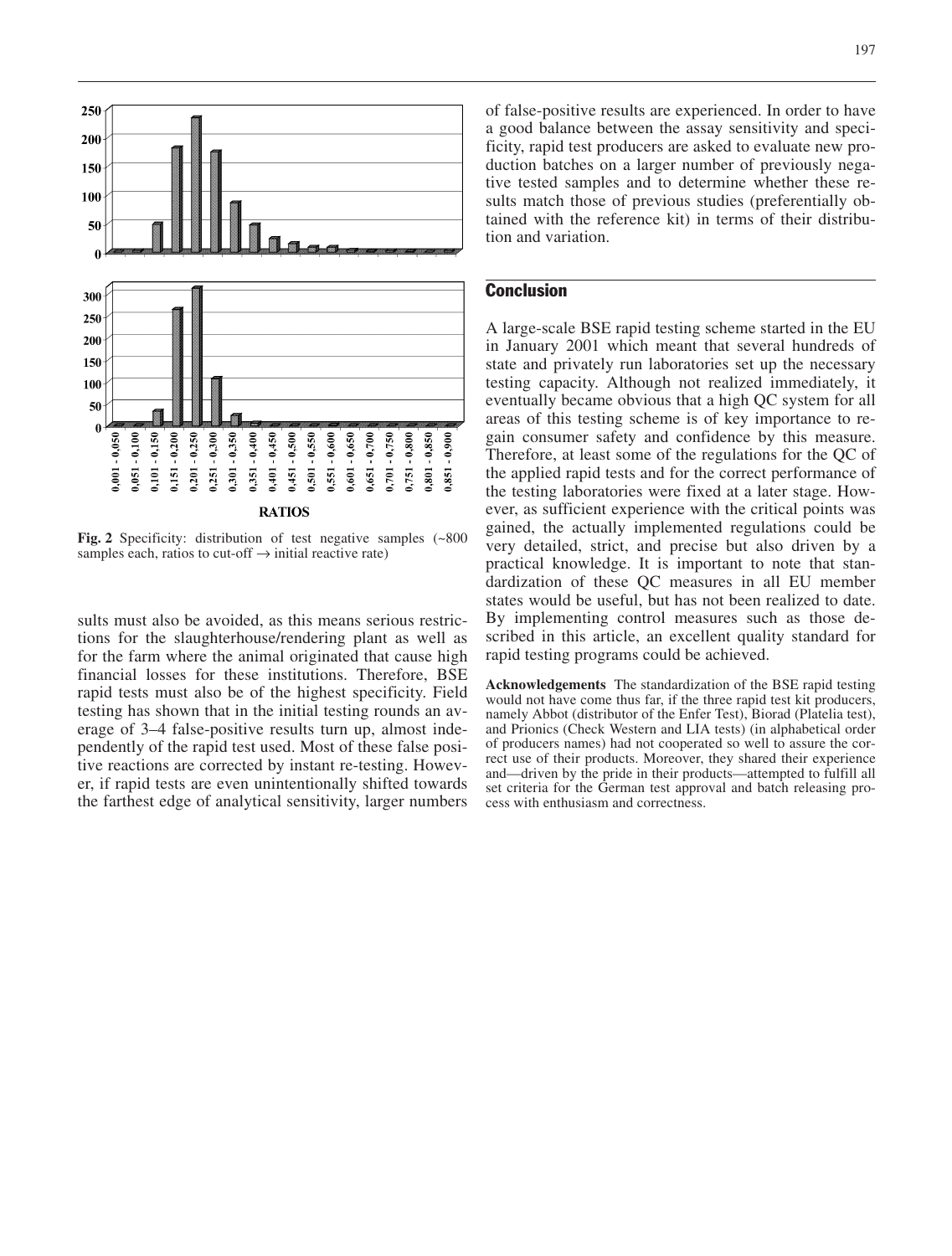250
200
150
100
50
0

300
250
200
150
100
50
0

0,001 - 0,050
0,051 - 0,100
0,101 - 0,150
0,151 - 0,200
0,201 - 0,250
0,251 - 0,300
0,301 - 0,350
0,351 - 0,400
0,401 - 0,450
0,451 - 0,500
0,501 - 0,550
0,551 - 0,600
0,601 - 0,650
0,651 - 0,700
0,701 - 0,750
0,751 - 0,800
0,801 - 0,850
0,851 - 0,900

RATIOS

**Fig. 2** Specificity: distribution of test negative samples (~800 samples each, ratios to cut-off → initial reactive rate)

sults must also be avoided, as this means serious restrictions for the slaughterhouse/rendering plant as well as for the farm where the animal originated that cause high financial losses for these institutions. Therefore, BSE rapid tests must also be of the highest specificity. Field testing has shown that in the initial testing rounds an average of 3–4 false-positive results turn up, almost independently of the rapid test used. Most of these false positive reactions are corrected by instant re-testing. However, if rapid tests are even unintentionally shifted towards the farthest edge of analytical sensitivity, larger numbers of false-positive results are experienced. In order to have a good balance between the assay sensitivity and specificity, rapid test producers are asked to evaluate new production batches on a larger number of previously negative tested samples and to determine whether these results match those of previous studies (preferentially obtained with the reference kit) in terms of their distribution and variation.

## Conclusion

A large-scale BSE rapid testing scheme started in the EU in January 2001 which meant that several hundreds of state and privately run laboratories set up the necessary testing capacity. Although not realized immediately, it eventually became obvious that a high QC system for all areas of this testing scheme is of key importance to regain consumer safety and confidence by this measure. Therefore, at least some of the regulations for the QC of the applied rapid tests and for the correct performance of the testing laboratories were fixed at a later stage. However, as sufficient experience with the critical points was gained, the actually implemented regulations could be very detailed, strict, and precise but also driven by a practical knowledge. It is important to note that standardization of these QC measures in all EU member states would be useful, but has not been realized to date. By implementing control measures such as those described in this article, an excellent quality standard for rapid testing programs could be achieved.

**Acknowledgements** The standardization of the BSE rapid testing would not have come thus far, if the three rapid test kit producers, namely Abbot (distributor of the Enfer Test), Biorad (Platelia test), and Prionics (Check Western and LIA tests) (in alphabetical order of producers names) had not cooperated so well to assure the correct use of their products. Moreover, they shared their experience and—driven by the pride in their products—attempted to fulfill all set criteria for the German test approval and batch releasing process with enthusiasm and correctness.